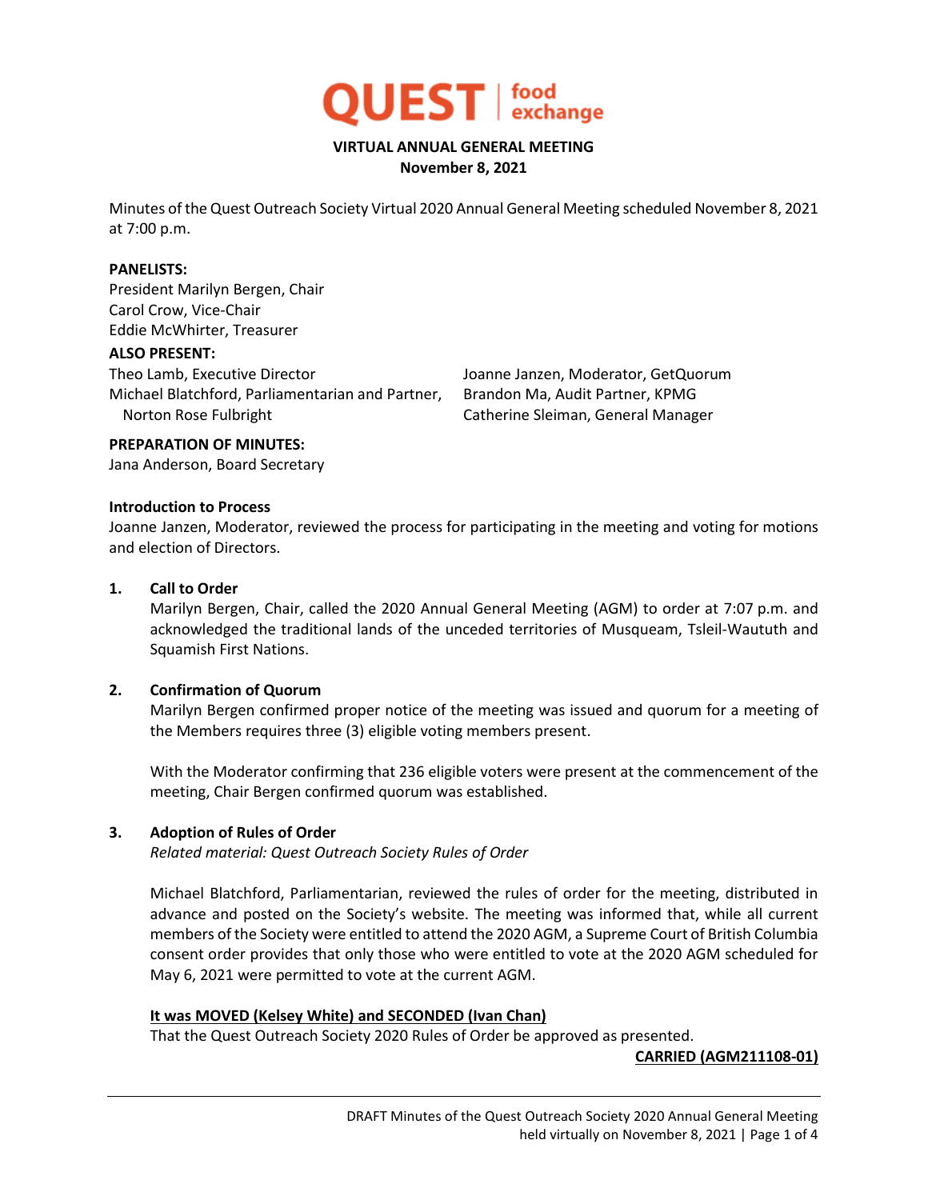QUEST | food exchange

**VIRTUAL ANNUAL GENERAL MEETING**
**November 8, 2021**

Minutes of the Quest Outreach Society Virtual 2020 Annual General Meeting scheduled November 8, 2021 at 7:00 p.m.

**PANELISTS:**
President Marilyn Bergen, Chair
Carol Crow, Vice-Chair
Eddie McWhirter, Treasurer

**ALSO PRESENT:**
Theo Lamb, Executive Director
Michael Blatchford, Parliamentarian and Partner, Norton Rose Fulbright
Joanne Janzen, Moderator, GetQuorum
Brandon Ma, Audit Partner, KPMG
Catherine Sleiman, General Manager

**PREPARATION OF MINUTES:**
Jana Anderson, Board Secretary

**Introduction to Process**
Joanne Janzen, Moderator, reviewed the process for participating in the meeting and voting for motions and election of Directors.

**1. Call to Order**
Marilyn Bergen, Chair, called the 2020 Annual General Meeting (AGM) to order at 7:07 p.m. and acknowledged the traditional lands of the unceded territories of Musqueam, Tsleil-Waututh and Squamish First Nations.

**2. Confirmation of Quorum**
Marilyn Bergen confirmed proper notice of the meeting was issued and quorum for a meeting of the Members requires three (3) eligible voting members present.

With the Moderator confirming that 236 eligible voters were present at the commencement of the meeting, Chair Bergen confirmed quorum was established.

**3. Adoption of Rules of Order**
*Related material: Quest Outreach Society Rules of Order*

Michael Blatchford, Parliamentarian, reviewed the rules of order for the meeting, distributed in advance and posted on the Society's website. The meeting was informed that, while all current members of the Society were entitled to attend the 2020 AGM, a Supreme Court of British Columbia consent order provides that only those who were entitled to vote at the 2020 AGM scheduled for May 6, 2021 were permitted to vote at the current AGM.

**It was MOVED (Kelsey White) and SECONDED (Ivan Chan)**
That the Quest Outreach Society 2020 Rules of Order be approved as presented.

**CARRIED (AGM211108-01)**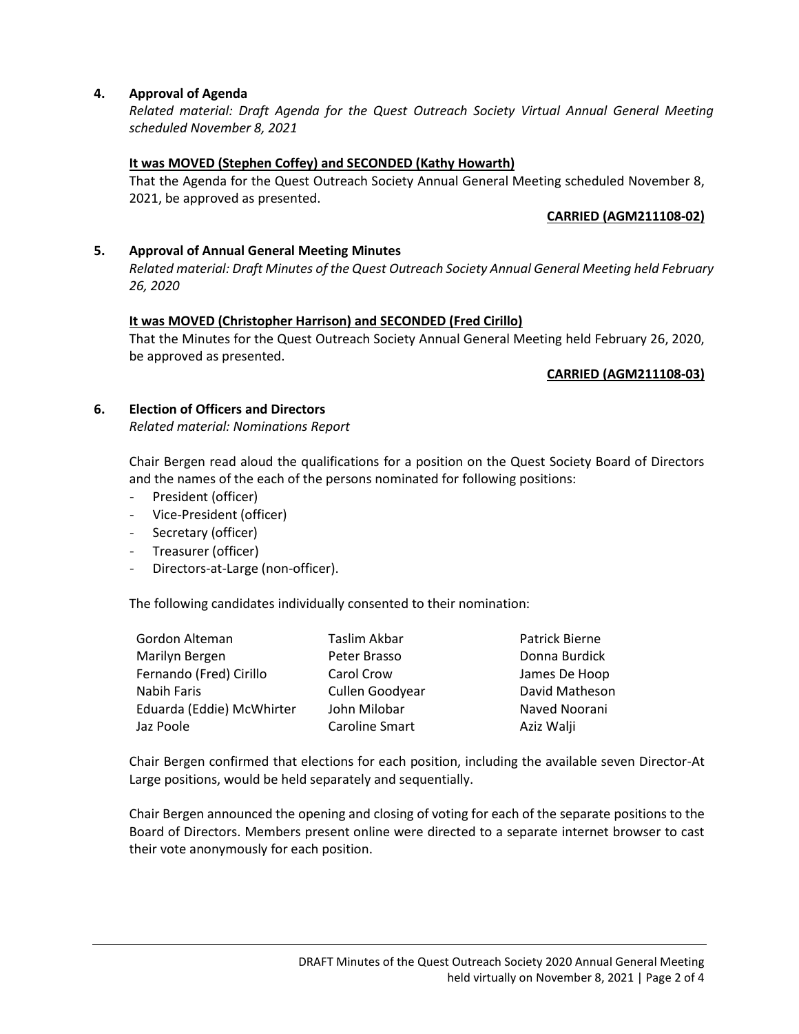**4. Approval of Agenda**

*Related material: Draft Agenda for the Quest Outreach Society Virtual Annual General Meeting scheduled November 8, 2021*

**It was MOVED (Stephen Coffey) and SECONDED (Kathy Howarth)**

That the Agenda for the Quest Outreach Society Annual General Meeting scheduled November 8, 2021, be approved as presented.

**CARRIED (AGM211108-02)**

**5. Approval of Annual General Meeting Minutes**

*Related material: Draft Minutes of the Quest Outreach Society Annual General Meeting held February 26, 2020*

**It was MOVED (Christopher Harrison) and SECONDED (Fred Cirillo)**

That the Minutes for the Quest Outreach Society Annual General Meeting held February 26, 2020, be approved as presented.

**CARRIED (AGM211108-03)**

**6. Election of Officers and Directors**

*Related material: Nominations Report*

Chair Bergen read aloud the qualifications for a position on the Quest Society Board of Directors and the names of the each of the persons nominated for following positions:

- President (officer)
- Vice-President (officer)
- Secretary (officer)
- Treasurer (officer)
- Directors-at-Large (non-officer).

The following candidates individually consented to their nomination:

| | | |
|---|---|---|
| Gordon Alteman | Taslim Akbar | Patrick Bierne |
| Marilyn Bergen | Peter Brasso | Donna Burdick |
| Fernando (Fred) Cirillo | Carol Crow | James De Hoop |
| Nabih Faris | Cullen Goodyear | David Matheson |
| Eduarda (Eddie) McWhirter | John Milobar | Naved Noorani |
| Jaz Poole | Caroline Smart | Aziz Walji |

Chair Bergen confirmed that elections for each position, including the available seven Director-At Large positions, would be held separately and sequentially.

Chair Bergen announced the opening and closing of voting for each of the separate positions to the Board of Directors. Members present online were directed to a separate internet browser to cast their vote anonymously for each position.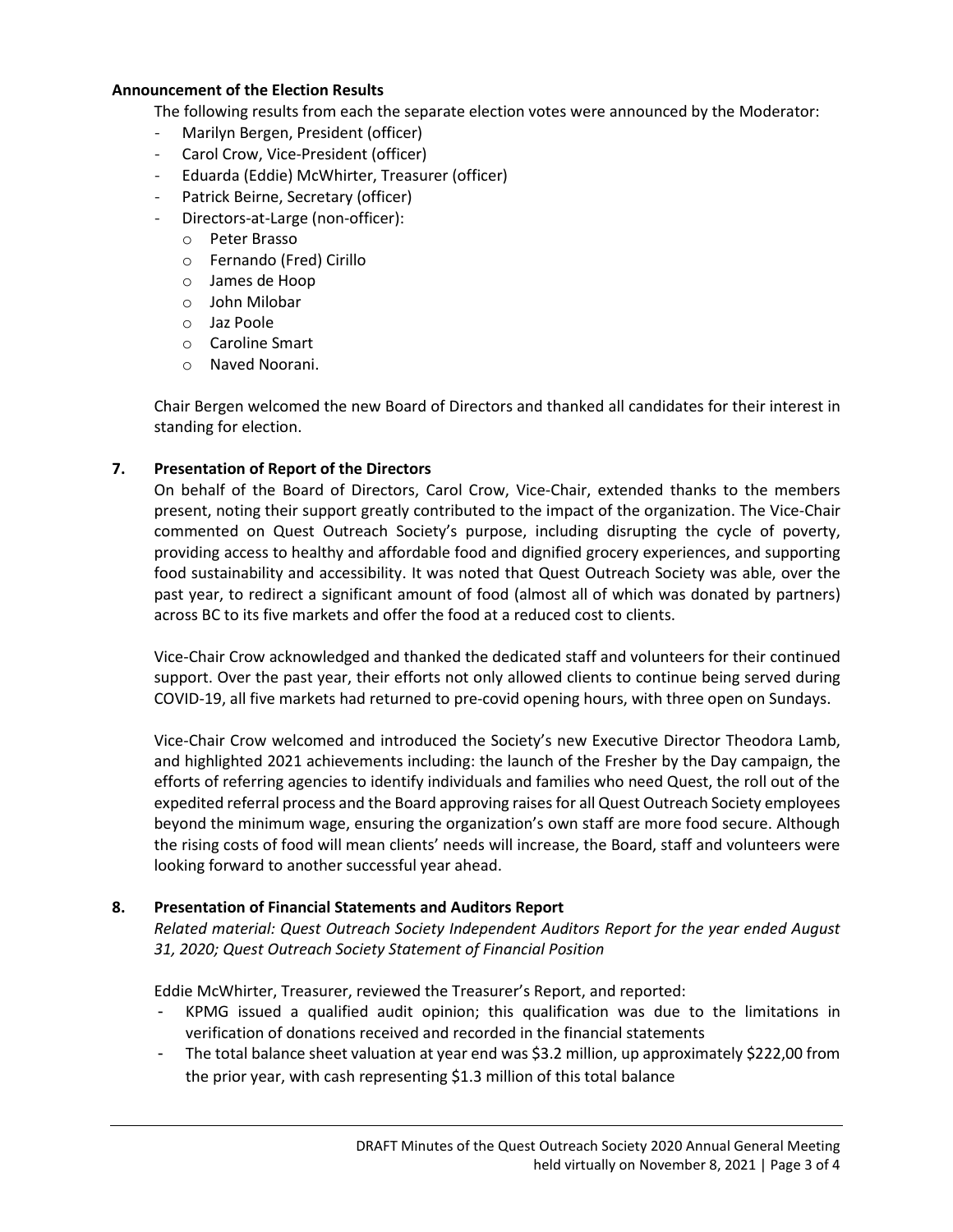**Announcement of the Election Results**

The following results from each the separate election votes were announced by the Moderator:

- Marilyn Bergen, President (officer)
- Carol Crow, Vice-President (officer)
- Eduarda (Eddie) McWhirter, Treasurer (officer)
- Patrick Beirne, Secretary (officer)
- Directors-at-Large (non-officer):
  - Peter Brasso
  - Fernando (Fred) Cirillo
  - James de Hoop
  - John Milobar
  - Jaz Poole
  - Caroline Smart
  - Naved Noorani.

Chair Bergen welcomed the new Board of Directors and thanked all candidates for their interest in standing for election.

## 7. Presentation of Report of the Directors

On behalf of the Board of Directors, Carol Crow, Vice-Chair, extended thanks to the members present, noting their support greatly contributed to the impact of the organization. The Vice-Chair commented on Quest Outreach Society's purpose, including disrupting the cycle of poverty, providing access to healthy and affordable food and dignified grocery experiences, and supporting food sustainability and accessibility. It was noted that Quest Outreach Society was able, over the past year, to redirect a significant amount of food (almost all of which was donated by partners) across BC to its five markets and offer the food at a reduced cost to clients.

Vice-Chair Crow acknowledged and thanked the dedicated staff and volunteers for their continued support. Over the past year, their efforts not only allowed clients to continue being served during COVID-19, all five markets had returned to pre-covid opening hours, with three open on Sundays.

Vice-Chair Crow welcomed and introduced the Society's new Executive Director Theodora Lamb, and highlighted 2021 achievements including: the launch of the Fresher by the Day campaign, the efforts of referring agencies to identify individuals and families who need Quest, the roll out of the expedited referral process and the Board approving raises for all Quest Outreach Society employees beyond the minimum wage, ensuring the organization's own staff are more food secure. Although the rising costs of food will mean clients' needs will increase, the Board, staff and volunteers were looking forward to another successful year ahead.

## 8. Presentation of Financial Statements and Auditors Report

*Related material: Quest Outreach Society Independent Auditors Report for the year ended August 31, 2020; Quest Outreach Society Statement of Financial Position*

Eddie McWhirter, Treasurer, reviewed the Treasurer's Report, and reported:

- KPMG issued a qualified audit opinion; this qualification was due to the limitations in verification of donations received and recorded in the financial statements
- The total balance sheet valuation at year end was $3.2 million, up approximately $222,00 from the prior year, with cash representing $1.3 million of this total balance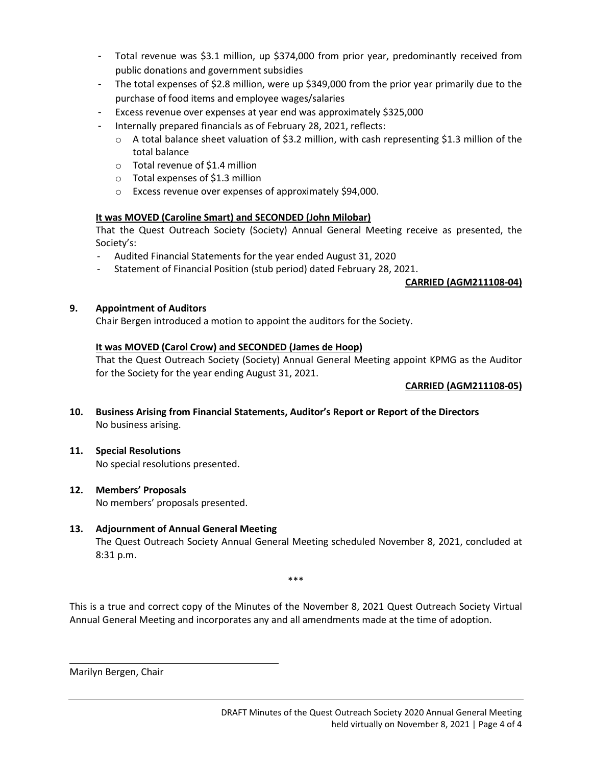- Total revenue was $3.1 million, up $374,000 from prior year, predominantly received from public donations and government subsidies
- The total expenses of $2.8 million, were up $349,000 from the prior year primarily due to the purchase of food items and employee wages/salaries
- Excess revenue over expenses at year end was approximately $325,000
- Internally prepared financials as of February 28, 2021, reflects:
  - A total balance sheet valuation of $3.2 million, with cash representing $1.3 million of the total balance
  - Total revenue of $1.4 million
  - Total expenses of $1.3 million
  - Excess revenue over expenses of approximately $94,000.

**It was MOVED (Caroline Smart) and SECONDED (John Milobar)**

That the Quest Outreach Society (Society) Annual General Meeting receive as presented, the Society's:

- Audited Financial Statements for the year ended August 31, 2020
- Statement of Financial Position (stub period) dated February 28, 2021.

**CARRIED (AGM211108-04)**

**9. Appointment of Auditors**

Chair Bergen introduced a motion to appoint the auditors for the Society.

**It was MOVED (Carol Crow) and SECONDED (James de Hoop)**

That the Quest Outreach Society (Society) Annual General Meeting appoint KPMG as the Auditor for the Society for the year ending August 31, 2021.

**CARRIED (AGM211108-05)**

**10. Business Arising from Financial Statements, Auditor's Report or Report of the Directors**

No business arising.

**11. Special Resolutions**

No special resolutions presented.

**12. Members' Proposals**

No members' proposals presented.

**13. Adjournment of Annual General Meeting**

The Quest Outreach Society Annual General Meeting scheduled November 8, 2021, concluded at 8:31 p.m.

\*\*\*

This is a true and correct copy of the Minutes of the November 8, 2021 Quest Outreach Society Virtual Annual General Meeting and incorporates any and all amendments made at the time of adoption.

Marilyn Bergen, Chair